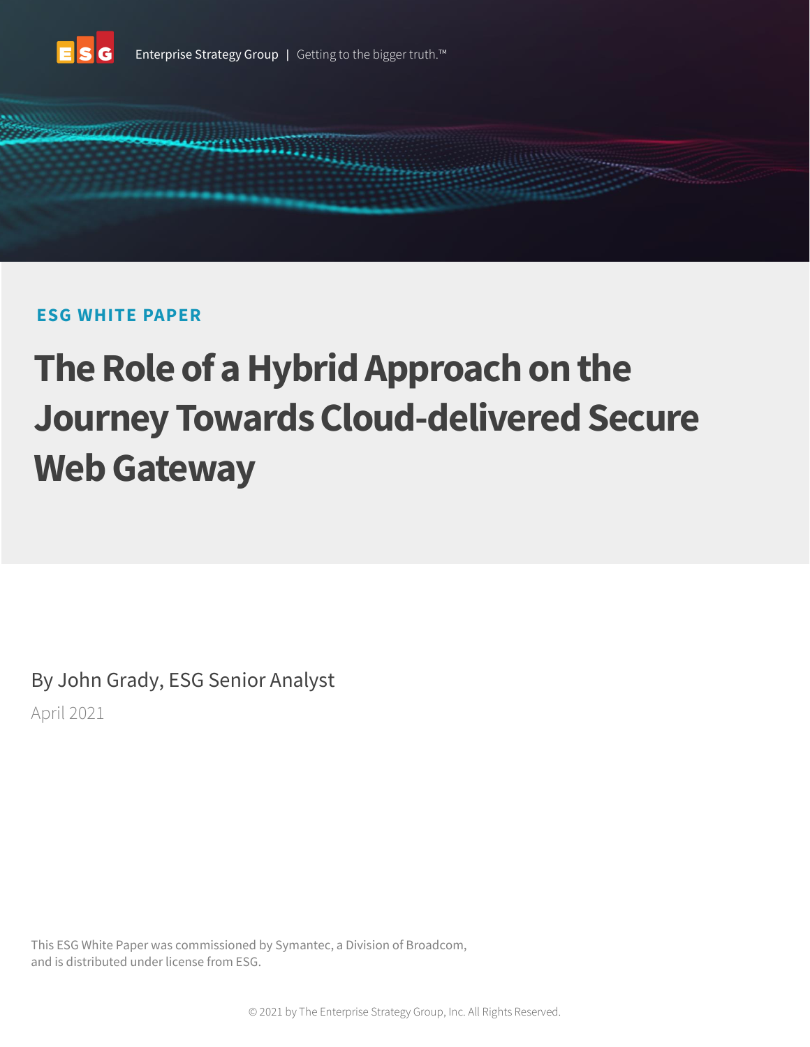Enterprise Strategy Group | Getting to the bigger truth.™

**ESG WHITE PAPER**

# The Role of a Hybrid Approach on the Journey Towards Cloud-delivered Secure Web Gateway

By John Grady, ESG Senior Analyst

April 2021

This ESG White Paper was commissioned by Symantec, a Division of Broadcom, and is distributed under license from ESG.

© 2021 by The Enterprise Strategy Group, Inc. All Rights Reserved.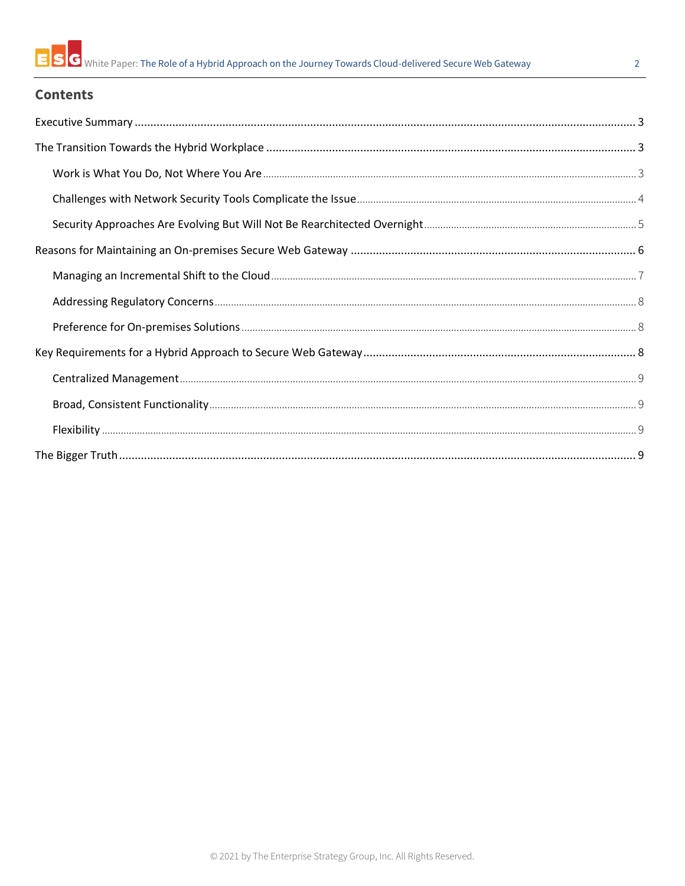## Contents

Executive Summary ..... 3

The Transition Towards the Hybrid Workplace ..... 3

- Work is What You Do, Not Where You Are ..... 3
- Challenges with Network Security Tools Complicate the Issue ..... 4
- Security Approaches Are Evolving But Will Not Be Rearchitected Overnight ..... 5

Reasons for Maintaining an On-premises Secure Web Gateway ..... 6

- Managing an Incremental Shift to the Cloud ..... 7
- Addressing Regulatory Concerns ..... 8
- Preference for On-premises Solutions ..... 8

Key Requirements for a Hybrid Approach to Secure Web Gateway ..... 8

- Centralized Management ..... 9
- Broad, Consistent Functionality ..... 9
- Flexibility ..... 9

The Bigger Truth ..... 9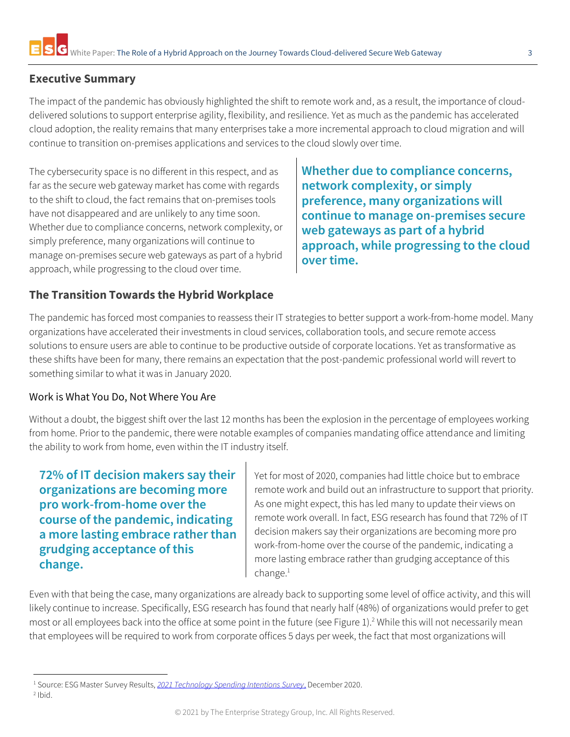## Executive Summary

The impact of the pandemic has obviously highlighted the shift to remote work and, as a result, the importance of cloud-delivered solutions to support enterprise agility, flexibility, and resilience. Yet as much as the pandemic has accelerated cloud adoption, the reality remains that many enterprises take a more incremental approach to cloud migration and will continue to transition on-premises applications and services to the cloud slowly over time.

The cybersecurity space is no different in this respect, and as far as the secure web gateway market has come with regards to the shift to cloud, the fact remains that on-premises tools have not disappeared and are unlikely to any time soon. Whether due to compliance concerns, network complexity, or simply preference, many organizations will continue to manage on-premises secure web gateways as part of a hybrid approach, while progressing to the cloud over time.

**Whether due to compliance concerns, network complexity, or simply preference, many organizations will continue to manage on-premises secure web gateways as part of a hybrid approach, while progressing to the cloud over time.**

## The Transition Towards the Hybrid Workplace

The pandemic has forced most companies to reassess their IT strategies to better support a work-from-home model. Many organizations have accelerated their investments in cloud services, collaboration tools, and secure remote access solutions to ensure users are able to continue to be productive outside of corporate locations. Yet as transformative as these shifts have been for many, there remains an expectation that the post-pandemic professional world will revert to something similar to what it was in January 2020.

### Work is What You Do, Not Where You Are

Without a doubt, the biggest shift over the last 12 months has been the explosion in the percentage of employees working from home. Prior to the pandemic, there were notable examples of companies mandating office attendance and limiting the ability to work from home, even within the IT industry itself.

**72% of IT decision makers say their organizations are becoming more pro work-from-home over the course of the pandemic, indicating a more lasting embrace rather than grudging acceptance of this change.**

Yet for most of 2020, companies had little choice but to embrace remote work and build out an infrastructure to support that priority. As one might expect, this has led many to update their views on remote work overall. In fact, ESG research has found that 72% of IT decision makers say their organizations are becoming more pro work-from-home over the course of the pandemic, indicating a more lasting embrace rather than grudging acceptance of this change.[1]

Even with that being the case, many organizations are already back to supporting some level of office activity, and this will likely continue to increase. Specifically, ESG research has found that nearly half (48%) of organizations would prefer to get most or all employees back into the office at some point in the future (see Figure 1).[2] While this will not necessarily mean that employees will be required to work from corporate offices 5 days per week, the fact that most organizations will

---

[1] Source: ESG Master Survey Results, *2021 Technology Spending Intentions Survey*, December 2020.

[2] Ibid.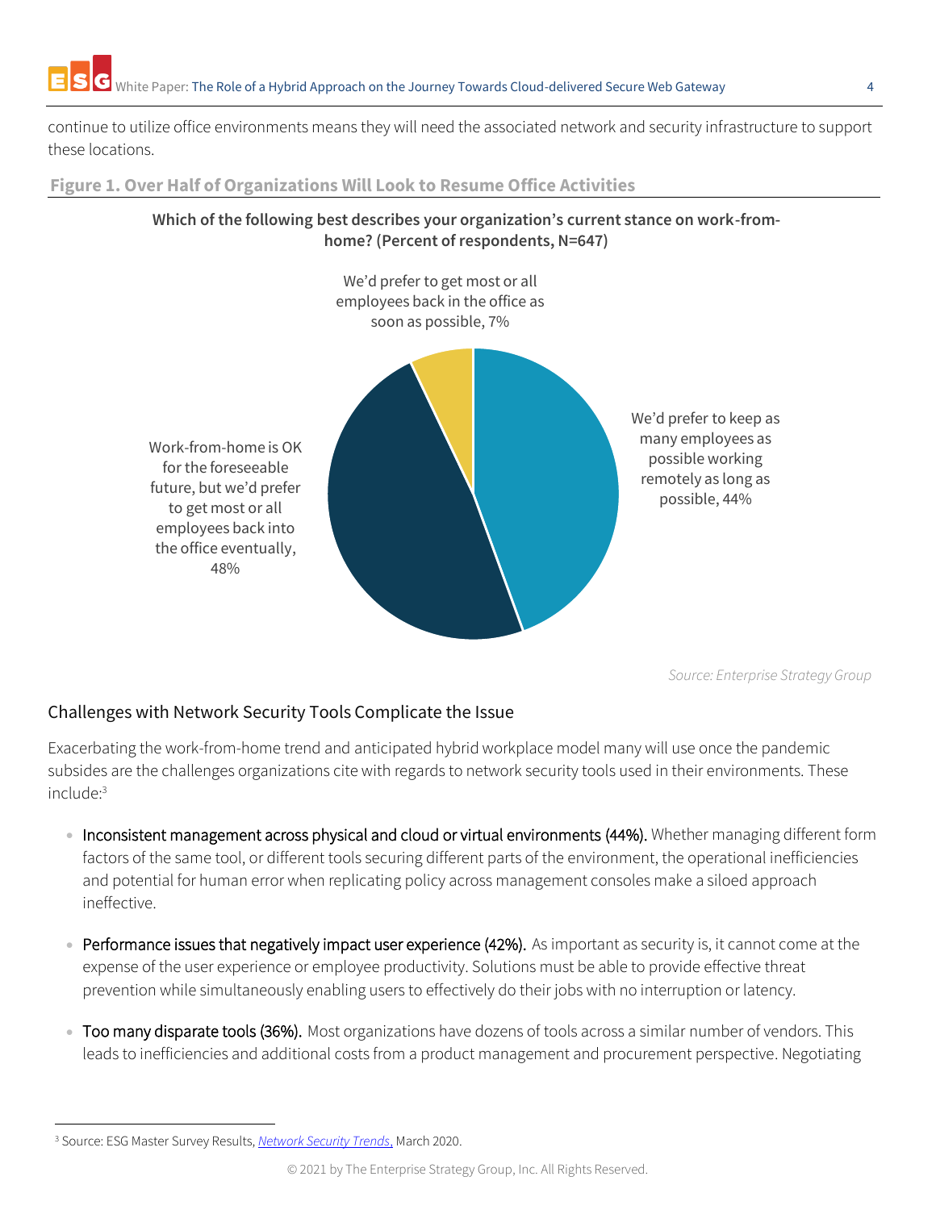continue to utilize office environments means they will need the associated network and security infrastructure to support these locations.

**Figure 1. Over Half of Organizations Will Look to Resume Office Activities**

**Which of the following best describes your organization's current stance on work-from-home? (Percent of respondents, N=647)**

We'd prefer to get most or all employees back in the office as soon as possible, 7%

We'd prefer to keep as many employees as possible working remotely as long as possible, 44%

Work-from-home is OK for the foreseeable future, but we'd prefer to get most or all employees back into the office eventually, 48%

*Source: Enterprise Strategy Group*

## Challenges with Network Security Tools Complicate the Issue

Exacerbating the work-from-home trend and anticipated hybrid workplace model many will use once the pandemic subsides are the challenges organizations cite with regards to network security tools used in their environments. These include:[3]

- Inconsistent management across physical and cloud or virtual environments (44%). Whether managing different form factors of the same tool, or different tools securing different parts of the environment, the operational inefficiencies and potential for human error when replicating policy across management consoles make a siloed approach ineffective.
- Performance issues that negatively impact user experience (42%). As important as security is, it cannot come at the expense of the user experience or employee productivity. Solutions must be able to provide effective threat prevention while simultaneously enabling users to effectively do their jobs with no interruption or latency.
- Too many disparate tools (36%). Most organizations have dozens of tools across a similar number of vendors. This leads to inefficiencies and additional costs from a product management and procurement perspective. Negotiating

[3] Source: ESG Master Survey Results, *Network Security Trends*, March 2020.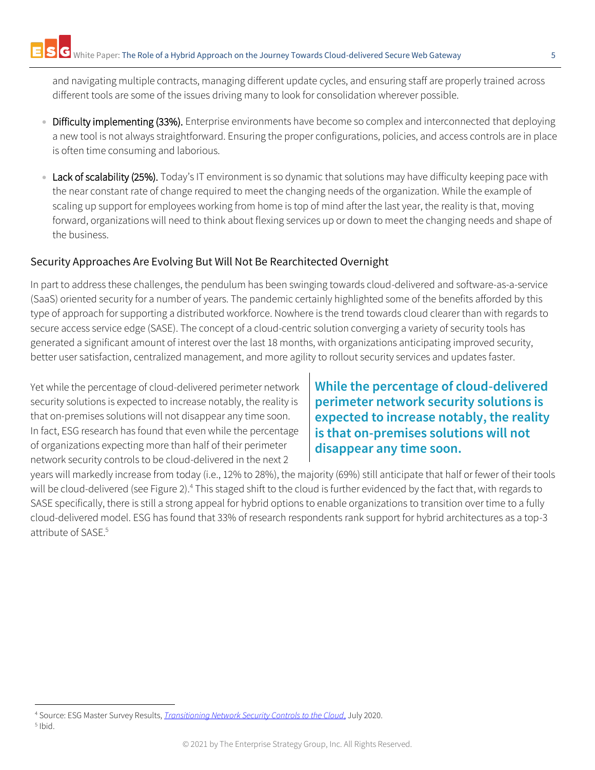and navigating multiple contracts, managing different update cycles, and ensuring staff are properly trained across different tools are some of the issues driving many to look for consolidation wherever possible.

- Difficulty implementing (33%). Enterprise environments have become so complex and interconnected that deploying a new tool is not always straightforward. Ensuring the proper configurations, policies, and access controls are in place is often time consuming and laborious.
- Lack of scalability (25%). Today's IT environment is so dynamic that solutions may have difficulty keeping pace with the near constant rate of change required to meet the changing needs of the organization. While the example of scaling up support for employees working from home is top of mind after the last year, the reality is that, moving forward, organizations will need to think about flexing services up or down to meet the changing needs and shape of the business.

## Security Approaches Are Evolving But Will Not Be Rearchitected Overnight

In part to address these challenges, the pendulum has been swinging towards cloud-delivered and software-as-a-service (SaaS) oriented security for a number of years. The pandemic certainly highlighted some of the benefits afforded by this type of approach for supporting a distributed workforce. Nowhere is the trend towards cloud clearer than with regards to secure access service edge (SASE). The concept of a cloud-centric solution converging a variety of security tools has generated a significant amount of interest over the last 18 months, with organizations anticipating improved security, better user satisfaction, centralized management, and more agility to rollout security services and updates faster.

Yet while the percentage of cloud-delivered perimeter network security solutions is expected to increase notably, the reality is that on-premises solutions will not disappear any time soon. In fact, ESG research has found that even while the percentage of organizations expecting more than half of their perimeter network security controls to be cloud-delivered in the next 2 years will markedly increase from today (i.e., 12% to 28%), the majority (69%) still anticipate that half or fewer of their tools will be cloud-delivered (see Figure 2).[4] This staged shift to the cloud is further evidenced by the fact that, with regards to SASE specifically, there is still a strong appeal for hybrid options to enable organizations to transition over time to a fully cloud-delivered model. ESG has found that 33% of research respondents rank support for hybrid architectures as a top-3 attribute of SASE.[5]

**While the percentage of cloud-delivered perimeter network security solutions is expected to increase notably, the reality is that on-premises solutions will not disappear any time soon.**

[4] Source: ESG Master Survey Results, *Transitioning Network Security Controls to the Cloud*, July 2020.
[5] Ibid.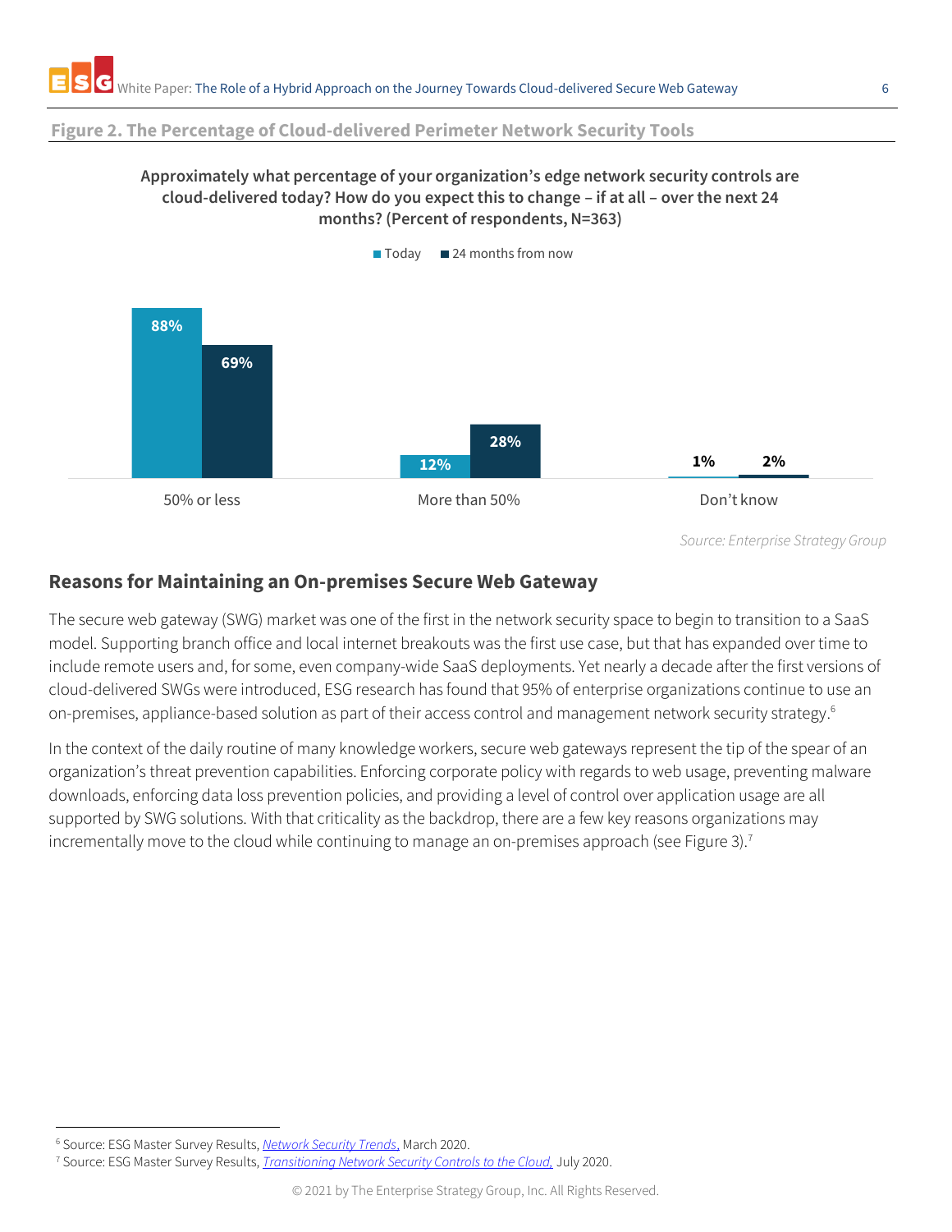**Figure 2. The Percentage of Cloud-delivered Perimeter Network Security Tools**

**Approximately what percentage of your organization's edge network security controls are cloud-delivered today? How do you expect this to change – if at all – over the next 24 months? (Percent of respondents, N=363)**

| | Today | 24 months from now |
|---|---|---|
| 50% or less | 88% | 69% |
| More than 50% | 12% | 28% |
| Don't know | 1% | 2% |

*Source: Enterprise Strategy Group*

## Reasons for Maintaining an On-premises Secure Web Gateway

The secure web gateway (SWG) market was one of the first in the network security space to begin to transition to a SaaS model. Supporting branch office and local internet breakouts was the first use case, but that has expanded over time to include remote users and, for some, even company-wide SaaS deployments. Yet nearly a decade after the first versions of cloud-delivered SWGs were introduced, ESG research has found that 95% of enterprise organizations continue to use an on-premises, appliance-based solution as part of their access control and management network security strategy.[6]

In the context of the daily routine of many knowledge workers, secure web gateways represent the tip of the spear of an organization's threat prevention capabilities. Enforcing corporate policy with regards to web usage, preventing malware downloads, enforcing data loss prevention policies, and providing a level of control over application usage are all supported by SWG solutions. With that criticality as the backdrop, there are a few key reasons organizations may incrementally move to the cloud while continuing to manage an on-premises approach (see Figure 3).[7]

[6] Source: ESG Master Survey Results, *Network Security Trends*, March 2020.

[7] Source: ESG Master Survey Results, *Transitioning Network Security Controls to the Cloud*, July 2020.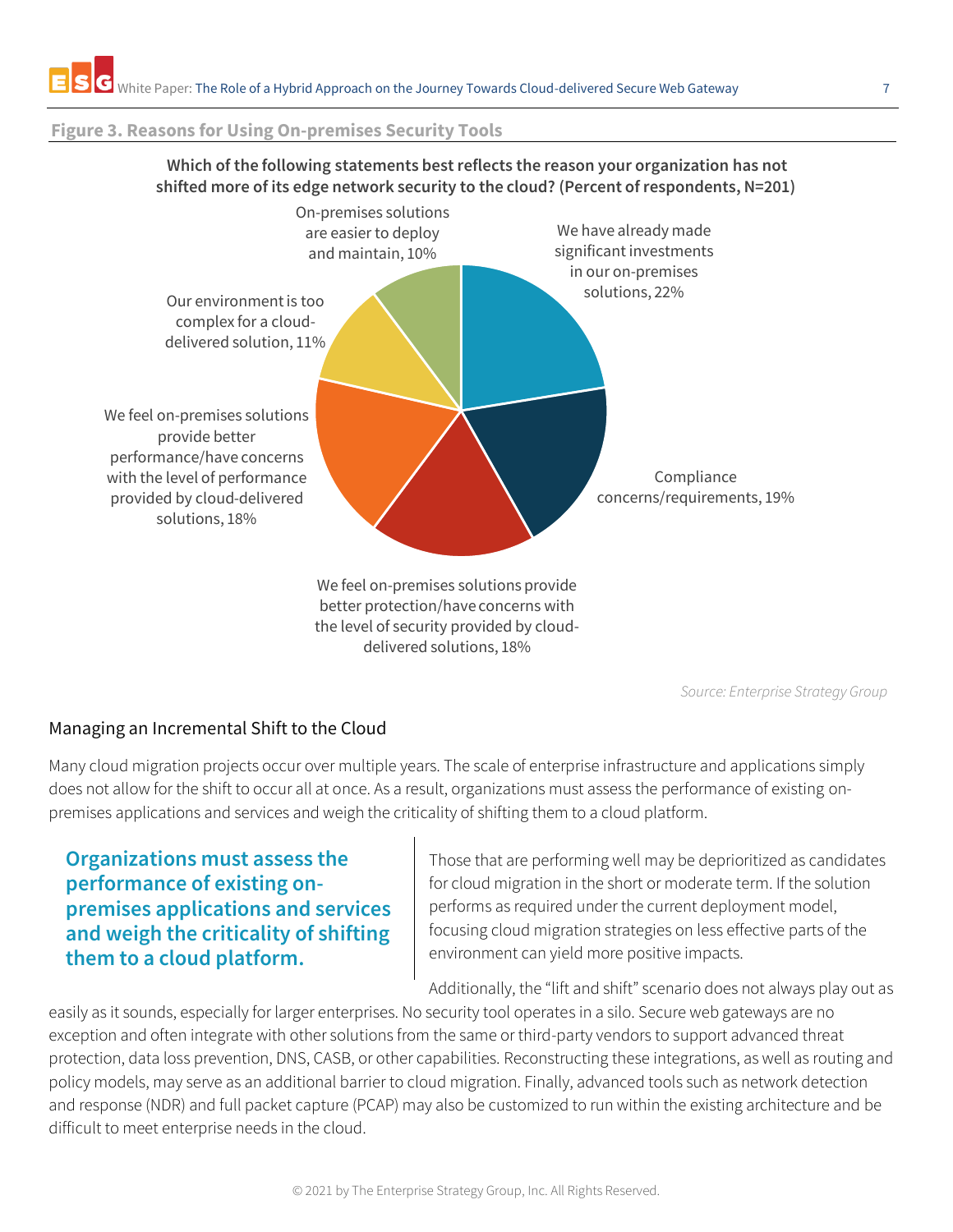**Figure 3. Reasons for Using On-premises Security Tools**

**Which of the following statements best reflects the reason your organization has not shifted more of its edge network security to the cloud? (Percent of respondents, N=201)**

| Reason | Percent |
| --- | --- |
| We have already made significant investments in our on-premises solutions | 22% |
| Compliance concerns/requirements | 19% |
| We feel on-premises solutions provide better protection/have concerns with the level of security provided by cloud-delivered solutions | 18% |
| We feel on-premises solutions provide better performance/have concerns with the level of performance provided by cloud-delivered solutions | 18% |
| Our environment is too complex for a cloud-delivered solution | 11% |
| On-premises solutions are easier to deploy and maintain | 10% |

*Source: Enterprise Strategy Group*

## Managing an Incremental Shift to the Cloud

Many cloud migration projects occur over multiple years. The scale of enterprise infrastructure and applications simply does not allow for the shift to occur all at once. As a result, organizations must assess the performance of existing on-premises applications and services and weigh the criticality of shifting them to a cloud platform.

**Organizations must assess the performance of existing on-premises applications and services and weigh the criticality of shifting them to a cloud platform.**

Those that are performing well may be deprioritized as candidates for cloud migration in the short or moderate term. If the solution performs as required under the current deployment model, focusing cloud migration strategies on less effective parts of the environment can yield more positive impacts.

Additionally, the "lift and shift" scenario does not always play out as easily as it sounds, especially for larger enterprises. No security tool operates in a silo. Secure web gateways are no exception and often integrate with other solutions from the same or third-party vendors to support advanced threat protection, data loss prevention, DNS, CASB, or other capabilities. Reconstructing these integrations, as well as routing and policy models, may serve as an additional barrier to cloud migration. Finally, advanced tools such as network detection and response (NDR) and full packet capture (PCAP) may also be customized to run within the existing architecture and be difficult to meet enterprise needs in the cloud.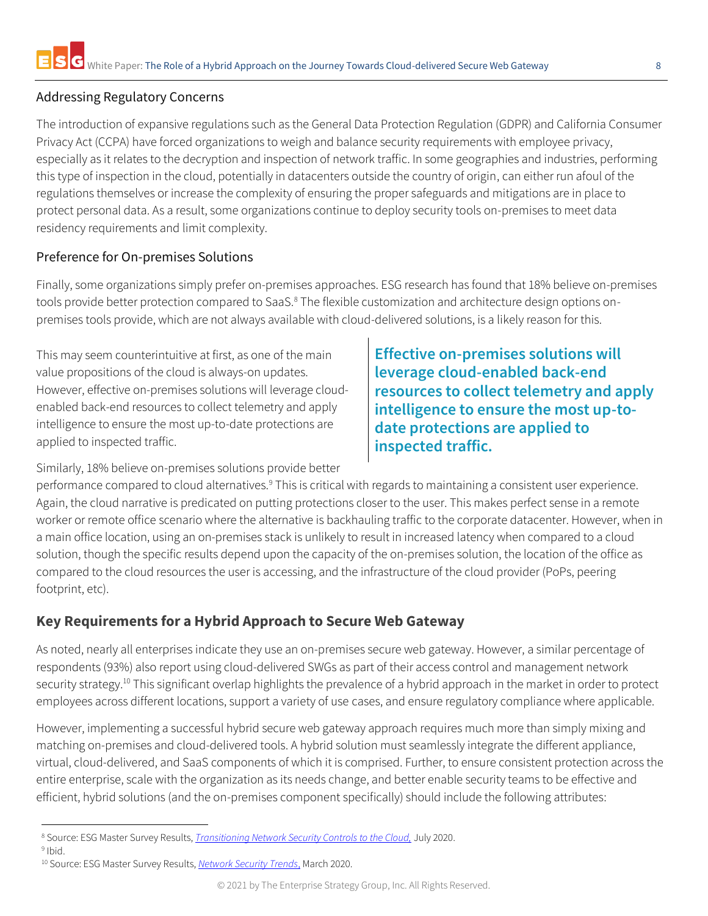## Addressing Regulatory Concerns

The introduction of expansive regulations such as the General Data Protection Regulation (GDPR) and California Consumer Privacy Act (CCPA) have forced organizations to weigh and balance security requirements with employee privacy, especially as it relates to the decryption and inspection of network traffic. In some geographies and industries, performing this type of inspection in the cloud, potentially in datacenters outside the country of origin, can either run afoul of the regulations themselves or increase the complexity of ensuring the proper safeguards and mitigations are in place to protect personal data. As a result, some organizations continue to deploy security tools on-premises to meet data residency requirements and limit complexity.

## Preference for On-premises Solutions

Finally, some organizations simply prefer on-premises approaches. ESG research has found that 18% believe on-premises tools provide better protection compared to SaaS.[8] The flexible customization and architecture design options on-premises tools provide, which are not always available with cloud-delivered solutions, is a likely reason for this.

This may seem counterintuitive at first, as one of the main value propositions of the cloud is always-on updates. However, effective on-premises solutions will leverage cloud-enabled back-end resources to collect telemetry and apply intelligence to ensure the most up-to-date protections are applied to inspected traffic.

**Effective on-premises solutions will leverage cloud-enabled back-end resources to collect telemetry and apply intelligence to ensure the most up-to-date protections are applied to inspected traffic.**

Similarly, 18% believe on-premises solutions provide better performance compared to cloud alternatives.[9] This is critical with regards to maintaining a consistent user experience. Again, the cloud narrative is predicated on putting protections closer to the user. This makes perfect sense in a remote worker or remote office scenario where the alternative is backhauling traffic to the corporate datacenter. However, when in a main office location, using an on-premises stack is unlikely to result in increased latency when compared to a cloud solution, though the specific results depend upon the capacity of the on-premises solution, the location of the office as compared to the cloud resources the user is accessing, and the infrastructure of the cloud provider (PoPs, peering footprint, etc).

## Key Requirements for a Hybrid Approach to Secure Web Gateway

As noted, nearly all enterprises indicate they use an on-premises secure web gateway. However, a similar percentage of respondents (93%) also report using cloud-delivered SWGs as part of their access control and management network security strategy.[10] This significant overlap highlights the prevalence of a hybrid approach in the market in order to protect employees across different locations, support a variety of use cases, and ensure regulatory compliance where applicable.

However, implementing a successful hybrid secure web gateway approach requires much more than simply mixing and matching on-premises and cloud-delivered tools. A hybrid solution must seamlessly integrate the different appliance, virtual, cloud-delivered, and SaaS components of which it is comprised. Further, to ensure consistent protection across the entire enterprise, scale with the organization as its needs change, and better enable security teams to be effective and efficient, hybrid solutions (and the on-premises component specifically) should include the following attributes:

---

[8] Source: ESG Master Survey Results, *Transitioning Network Security Controls to the Cloud,* July 2020.

[9] Ibid.

[10] Source: ESG Master Survey Results, *Network Security Trends,* March 2020.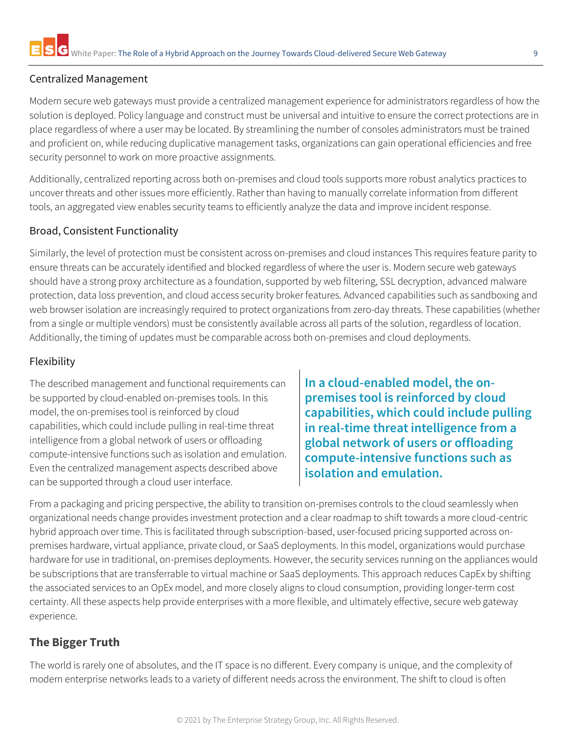### Centralized Management

Modern secure web gateways must provide a centralized management experience for administrators regardless of how the solution is deployed. Policy language and construct must be universal and intuitive to ensure the correct protections are in place regardless of where a user may be located. By streamlining the number of consoles administrators must be trained and proficient on, while reducing duplicative management tasks, organizations can gain operational efficiencies and free security personnel to work on more proactive assignments.

Additionally, centralized reporting across both on-premises and cloud tools supports more robust analytics practices to uncover threats and other issues more efficiently. Rather than having to manually correlate information from different tools, an aggregated view enables security teams to efficiently analyze the data and improve incident response.

### Broad, Consistent Functionality

Similarly, the level of protection must be consistent across on-premises and cloud instances This requires feature parity to ensure threats can be accurately identified and blocked regardless of where the user is. Modern secure web gateways should have a strong proxy architecture as a foundation, supported by web filtering, SSL decryption, advanced malware protection, data loss prevention, and cloud access security broker features. Advanced capabilities such as sandboxing and web browser isolation are increasingly required to protect organizations from zero-day threats. These capabilities (whether from a single or multiple vendors) must be consistently available across all parts of the solution, regardless of location. Additionally, the timing of updates must be comparable across both on-premises and cloud deployments.

### Flexibility

The described management and functional requirements can be supported by cloud-enabled on-premises tools. In this model, the on-premises tool is reinforced by cloud capabilities, which could include pulling in real-time threat intelligence from a global network of users or offloading compute-intensive functions such as isolation and emulation. Even the centralized management aspects described above can be supported through a cloud user interface.

> **In a cloud-enabled model, the on-premises tool is reinforced by cloud capabilities, which could include pulling in real-time threat intelligence from a global network of users or offloading compute-intensive functions such as isolation and emulation.**

From a packaging and pricing perspective, the ability to transition on-premises controls to the cloud seamlessly when organizational needs change provides investment protection and a clear roadmap to shift towards a more cloud-centric hybrid approach over time. This is facilitated through subscription-based, user-focused pricing supported across on-premises hardware, virtual appliance, private cloud, or SaaS deployments. In this model, organizations would purchase hardware for use in traditional, on-premises deployments. However, the security services running on the appliances would be subscriptions that are transferrable to virtual machine or SaaS deployments. This approach reduces CapEx by shifting the associated services to an OpEx model, and more closely aligns to cloud consumption, providing longer-term cost certainty. All these aspects help provide enterprises with a more flexible, and ultimately effective, secure web gateway experience.

## The Bigger Truth

The world is rarely one of absolutes, and the IT space is no different. Every company is unique, and the complexity of modern enterprise networks leads to a variety of different needs across the environment. The shift to cloud is often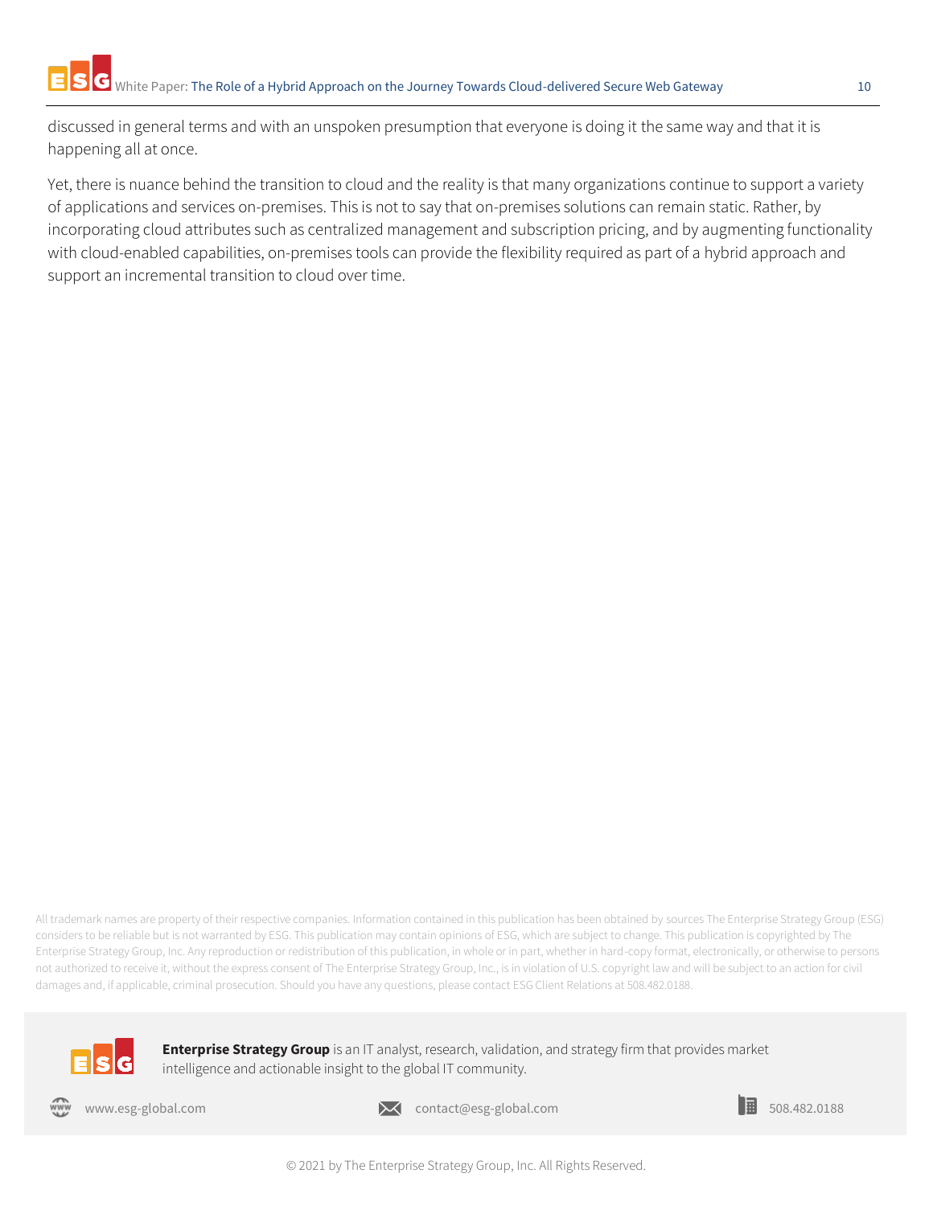discussed in general terms and with an unspoken presumption that everyone is doing it the same way and that it is happening all at once.

Yet, there is nuance behind the transition to cloud and the reality is that many organizations continue to support a variety of applications and services on-premises. This is not to say that on-premises solutions can remain static. Rather, by incorporating cloud attributes such as centralized management and subscription pricing, and by augmenting functionality with cloud-enabled capabilities, on-premises tools can provide the flexibility required as part of a hybrid approach and support an incremental transition to cloud over time.

All trademark names are property of their respective companies. Information contained in this publication has been obtained by sources The Enterprise Strategy Group (ESG) considers to be reliable but is not warranted by ESG. This publication may contain opinions of ESG, which are subject to change. This publication is copyrighted by The Enterprise Strategy Group, Inc. Any reproduction or redistribution of this publication, in whole or in part, whether in hard-copy format, electronically, or otherwise to persons not authorized to receive it, without the express consent of The Enterprise Strategy Group, Inc., is in violation of U.S. copyright law and will be subject to an action for civil damages and, if applicable, criminal prosecution. Should you have any questions, please contact ESG Client Relations at 508.482.0188.

**Enterprise Strategy Group** is an IT analyst, research, validation, and strategy firm that provides market intelligence and actionable insight to the global IT community.

www.esg-global.com

contact@esg-global.com

508.482.0188

© 2021 by The Enterprise Strategy Group, Inc. All Rights Reserved.